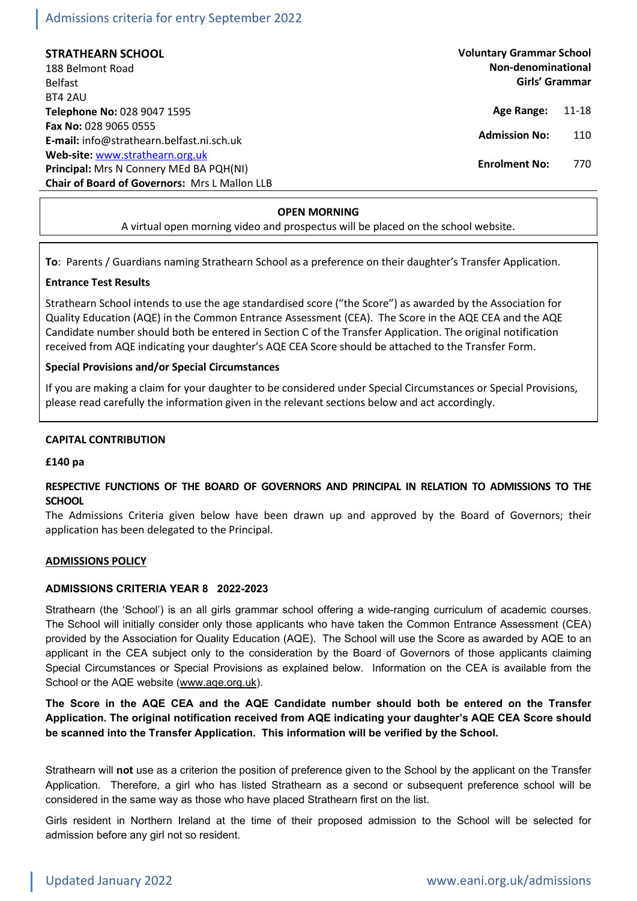# Admissions criteria for entry September 2022

**STRATHEARN SCHOOL**
188 Belmont Road
Belfast
BT4 2AU
**Telephone No:** 028 9047 1595
**Fax No:** 028 9065 0555
**E-mail:** info@strathearn.belfast.ni.sch.uk
**Web-site:** www.strathearn.org.uk
**Principal:** Mrs N Connery MEd BA PQH(NI)
**Chair of Board of Governors:** Mrs L Mallon LLB

**Voluntary Grammar School**
**Non-denominational**
**Girls' Grammar**

| | |
|---|---|
| **Age Range:** | 11-18 |
| **Admission No:** | 110 |
| **Enrolment No:** | 770 |

**OPEN MORNING**

A virtual open morning video and prospectus will be placed on the school website.

**To**: Parents / Guardians naming Strathearn School as a preference on their daughter's Transfer Application.

**Entrance Test Results**

Strathearn School intends to use the age standardised score ("the Score") as awarded by the Association for Quality Education (AQE) in the Common Entrance Assessment (CEA). The Score in the AQE CEA and the AQE Candidate number should both be entered in Section C of the Transfer Application. The original notification received from AQE indicating your daughter's AQE CEA Score should be attached to the Transfer Form.

**Special Provisions and/or Special Circumstances**

If you are making a claim for your daughter to be considered under Special Circumstances or Special Provisions, please read carefully the information given in the relevant sections below and act accordingly.

**CAPITAL CONTRIBUTION**

**£140 pa**

**RESPECTIVE FUNCTIONS OF THE BOARD OF GOVERNORS AND PRINCIPAL IN RELATION TO ADMISSIONS TO THE SCHOOL**

The Admissions Criteria given below have been drawn up and approved by the Board of Governors; their application has been delegated to the Principal.

**ADMISSIONS POLICY**

**ADMISSIONS CRITERIA YEAR 8 2022-2023**

Strathearn (the 'School') is an all girls grammar school offering a wide-ranging curriculum of academic courses. The School will initially consider only those applicants who have taken the Common Entrance Assessment (CEA) provided by the Association for Quality Education (AQE). The School will use the Score as awarded by AQE to an applicant in the CEA subject only to the consideration by the Board of Governors of those applicants claiming Special Circumstances or Special Provisions as explained below. Information on the CEA is available from the School or the AQE website (www.aqe.org.uk).

**The Score in the AQE CEA and the AQE Candidate number should both be entered on the Transfer Application. The original notification received from AQE indicating your daughter's AQE CEA Score should be scanned into the Transfer Application. This information will be verified by the School.**

Strathearn will **not** use as a criterion the position of preference given to the School by the applicant on the Transfer Application. Therefore, a girl who has listed Strathearn as a second or subsequent preference school will be considered in the same way as those who have placed Strathearn first on the list.

Girls resident in Northern Ireland at the time of their proposed admission to the School will be selected for admission before any girl not so resident.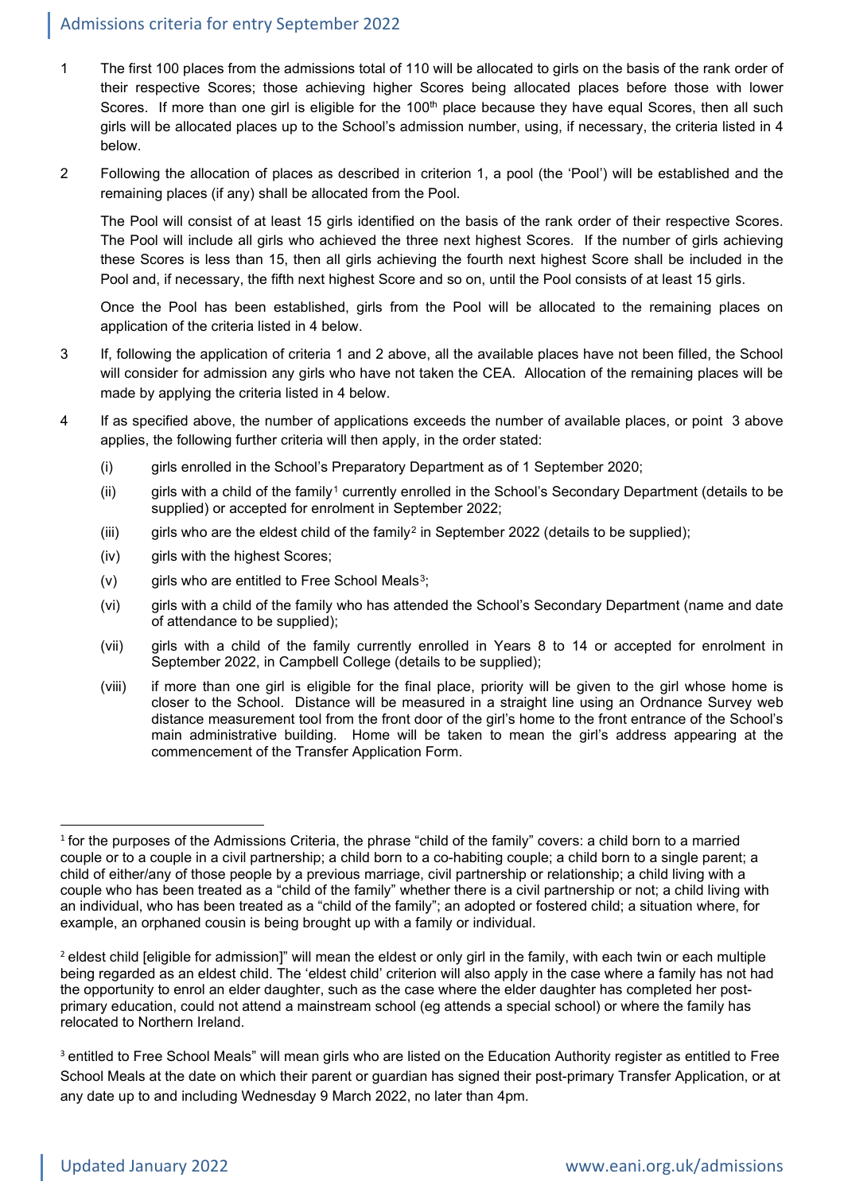## Admissions criteria for entry September 2022

1. The first 100 places from the admissions total of 110 will be allocated to girls on the basis of the rank order of their respective Scores; those achieving higher Scores being allocated places before those with lower Scores. If more than one girl is eligible for the 100th place because they have equal Scores, then all such girls will be allocated places up to the School's admission number, using, if necessary, the criteria listed in 4 below.

2. Following the allocation of places as described in criterion 1, a pool (the 'Pool') will be established and the remaining places (if any) shall be allocated from the Pool.

   The Pool will consist of at least 15 girls identified on the basis of the rank order of their respective Scores. The Pool will include all girls who achieved the three next highest Scores. If the number of girls achieving these Scores is less than 15, then all girls achieving the fourth next highest Score shall be included in the Pool and, if necessary, the fifth next highest Score and so on, until the Pool consists of at least 15 girls.

   Once the Pool has been established, girls from the Pool will be allocated to the remaining places on application of the criteria listed in 4 below.

3. If, following the application of criteria 1 and 2 above, all the available places have not been filled, the School will consider for admission any girls who have not taken the CEA. Allocation of the remaining places will be made by applying the criteria listed in 4 below.

4. If as specified above, the number of applications exceeds the number of available places, or point 3 above applies, the following further criteria will then apply, in the order stated:

   (i) girls enrolled in the School's Preparatory Department as of 1 September 2020;

   (ii) girls with a child of the family[1] currently enrolled in the School's Secondary Department (details to be supplied) or accepted for enrolment in September 2022;

   (iii) girls who are the eldest child of the family[2] in September 2022 (details to be supplied);

   (iv) girls with the highest Scores;

   (v) girls who are entitled to Free School Meals[3];

   (vi) girls with a child of the family who has attended the School's Secondary Department (name and date of attendance to be supplied);

   (vii) girls with a child of the family currently enrolled in Years 8 to 14 or accepted for enrolment in September 2022, in Campbell College (details to be supplied);

   (viii) if more than one girl is eligible for the final place, priority will be given to the girl whose home is closer to the School. Distance will be measured in a straight line using an Ordnance Survey web distance measurement tool from the front door of the girl's home to the front entrance of the School's main administrative building. Home will be taken to mean the girl's address appearing at the commencement of the Transfer Application Form.

---

[1] for the purposes of the Admissions Criteria, the phrase "child of the family" covers: a child born to a married couple or to a couple in a civil partnership; a child born to a co-habiting couple; a child born to a single parent; a child of either/any of those people by a previous marriage, civil partnership or relationship; a child living with a couple who has been treated as a "child of the family" whether there is a civil partnership or not; a child living with an individual, who has been treated as a "child of the family"; an adopted or fostered child; a situation where, for example, an orphaned cousin is being brought up with a family or individual.

[2] eldest child [eligible for admission]" will mean the eldest or only girl in the family, with each twin or each multiple being regarded as an eldest child. The 'eldest child' criterion will also apply in the case where a family has not had the opportunity to enrol an elder daughter, such as the case where the elder daughter has completed her post-primary education, could not attend a mainstream school (eg attends a special school) or where the family has relocated to Northern Ireland.

[3] entitled to Free School Meals" will mean girls who are listed on the Education Authority register as entitled to Free School Meals at the date on which their parent or guardian has signed their post-primary Transfer Application, or at any date up to and including Wednesday 9 March 2022, no later than 4pm.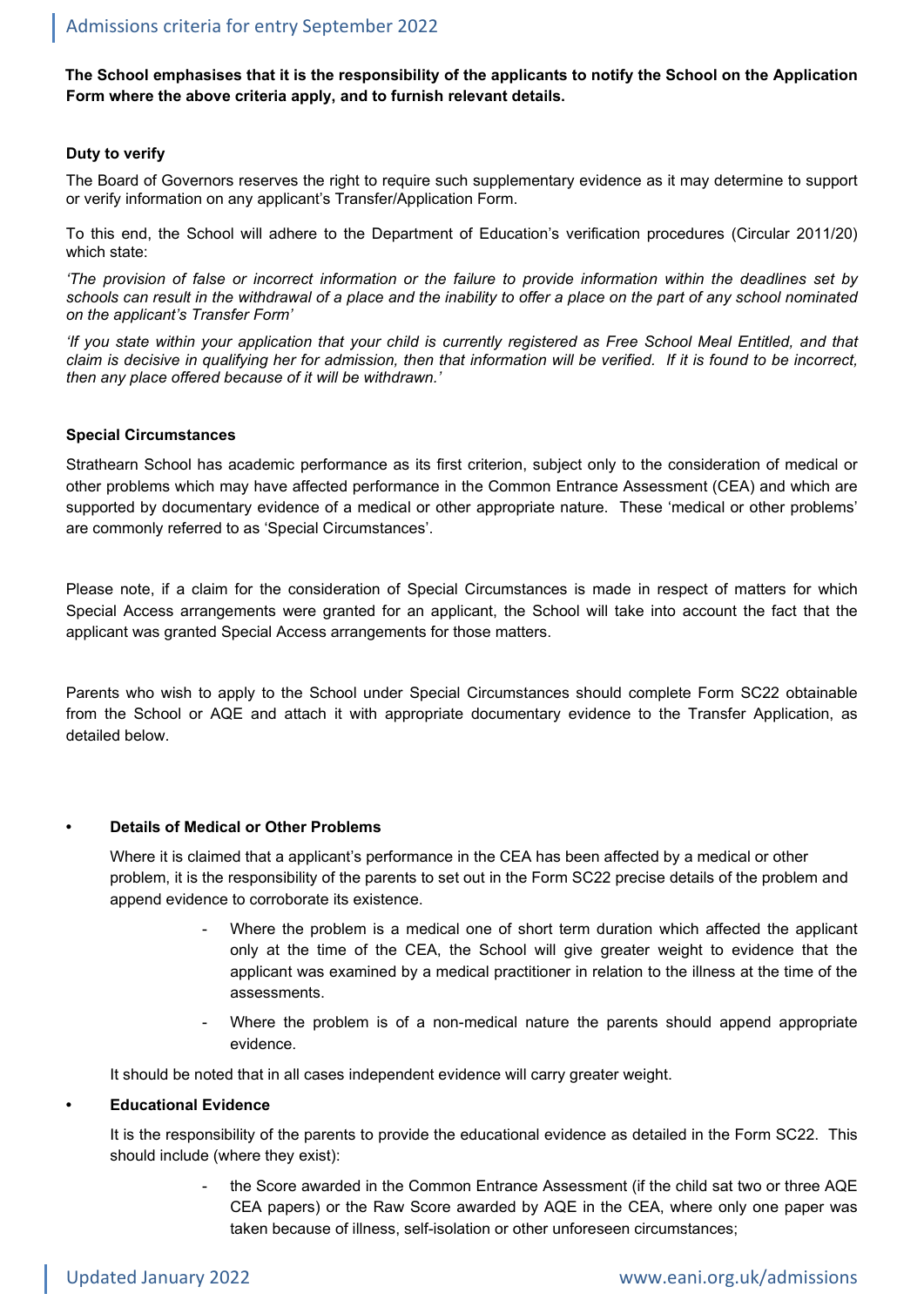**The School emphasises that it is the responsibility of the applicants to notify the School on the Application Form where the above criteria apply, and to furnish relevant details.**

**Duty to verify**

The Board of Governors reserves the right to require such supplementary evidence as it may determine to support or verify information on any applicant's Transfer/Application Form.

To this end, the School will adhere to the Department of Education's verification procedures (Circular 2011/20) which state:

*'The provision of false or incorrect information or the failure to provide information within the deadlines set by schools can result in the withdrawal of a place and the inability to offer a place on the part of any school nominated on the applicant's Transfer Form'*

*'If you state within your application that your child is currently registered as Free School Meal Entitled, and that claim is decisive in qualifying her for admission, then that information will be verified. If it is found to be incorrect, then any place offered because of it will be withdrawn.'*

**Special Circumstances**

Strathearn School has academic performance as its first criterion, subject only to the consideration of medical or other problems which may have affected performance in the Common Entrance Assessment (CEA) and which are supported by documentary evidence of a medical or other appropriate nature. These 'medical or other problems' are commonly referred to as 'Special Circumstances'.

Please note, if a claim for the consideration of Special Circumstances is made in respect of matters for which Special Access arrangements were granted for an applicant, the School will take into account the fact that the applicant was granted Special Access arrangements for those matters.

Parents who wish to apply to the School under Special Circumstances should complete Form SC22 obtainable from the School or AQE and attach it with appropriate documentary evidence to the Transfer Application, as detailed below.

- **Details of Medical or Other Problems**

  Where it is claimed that a applicant's performance in the CEA has been affected by a medical or other problem, it is the responsibility of the parents to set out in the Form SC22 precise details of the problem and append evidence to corroborate its existence.

  - Where the problem is a medical one of short term duration which affected the applicant only at the time of the CEA, the School will give greater weight to evidence that the applicant was examined by a medical practitioner in relation to the illness at the time of the assessments.
  - Where the problem is of a non-medical nature the parents should append appropriate evidence.

  It should be noted that in all cases independent evidence will carry greater weight.

- **Educational Evidence**

  It is the responsibility of the parents to provide the educational evidence as detailed in the Form SC22. This should include (where they exist):

  - the Score awarded in the Common Entrance Assessment (if the child sat two or three AQE CEA papers) or the Raw Score awarded by AQE in the CEA, where only one paper was taken because of illness, self-isolation or other unforeseen circumstances;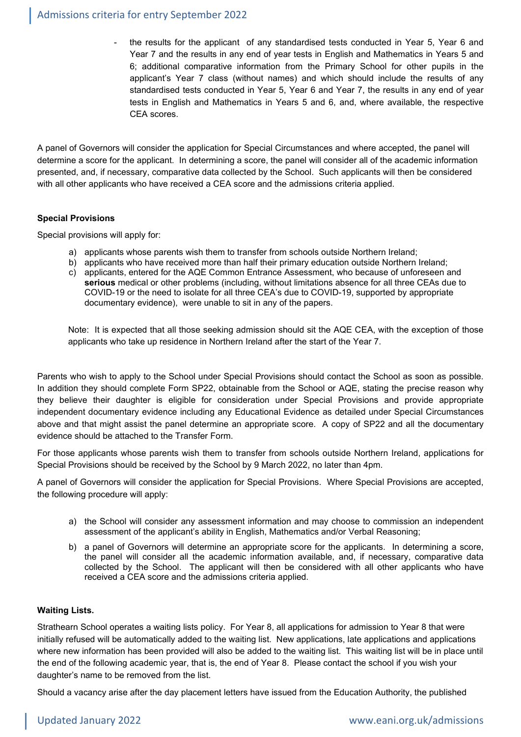- the results for the applicant of any standardised tests conducted in Year 5, Year 6 and Year 7 and the results in any end of year tests in English and Mathematics in Years 5 and 6; additional comparative information from the Primary School for other pupils in the applicant's Year 7 class (without names) and which should include the results of any standardised tests conducted in Year 5, Year 6 and Year 7, the results in any end of year tests in English and Mathematics in Years 5 and 6, and, where available, the respective CEA scores.

A panel of Governors will consider the application for Special Circumstances and where accepted, the panel will determine a score for the applicant. In determining a score, the panel will consider all of the academic information presented, and, if necessary, comparative data collected by the School. Such applicants will then be considered with all other applicants who have received a CEA score and the admissions criteria applied.

**Special Provisions**

Special provisions will apply for:

a) applicants whose parents wish them to transfer from schools outside Northern Ireland;
b) applicants who have received more than half their primary education outside Northern Ireland;
c) applicants, entered for the AQE Common Entrance Assessment, who because of unforeseen and **serious** medical or other problems (including, without limitations absence for all three CEAs due to COVID-19 or the need to isolate for all three CEA's due to COVID-19, supported by appropriate documentary evidence), were unable to sit in any of the papers.

Note: It is expected that all those seeking admission should sit the AQE CEA, with the exception of those applicants who take up residence in Northern Ireland after the start of the Year 7.

Parents who wish to apply to the School under Special Provisions should contact the School as soon as possible. In addition they should complete Form SP22, obtainable from the School or AQE, stating the precise reason why they believe their daughter is eligible for consideration under Special Provisions and provide appropriate independent documentary evidence including any Educational Evidence as detailed under Special Circumstances above and that might assist the panel determine an appropriate score. A copy of SP22 and all the documentary evidence should be attached to the Transfer Form.

For those applicants whose parents wish them to transfer from schools outside Northern Ireland, applications for Special Provisions should be received by the School by 9 March 2022, no later than 4pm.

A panel of Governors will consider the application for Special Provisions. Where Special Provisions are accepted, the following procedure will apply:

a) the School will consider any assessment information and may choose to commission an independent assessment of the applicant's ability in English, Mathematics and/or Verbal Reasoning;
b) a panel of Governors will determine an appropriate score for the applicants. In determining a score, the panel will consider all the academic information available, and, if necessary, comparative data collected by the School. The applicant will then be considered with all other applicants who have received a CEA score and the admissions criteria applied.

**Waiting Lists.**

Strathearn School operates a waiting lists policy. For Year 8, all applications for admission to Year 8 that were initially refused will be automatically added to the waiting list. New applications, late applications and applications where new information has been provided will also be added to the waiting list. This waiting list will be in place until the end of the following academic year, that is, the end of Year 8. Please contact the school if you wish your daughter's name to be removed from the list.

Should a vacancy arise after the day placement letters have issued from the Education Authority, the published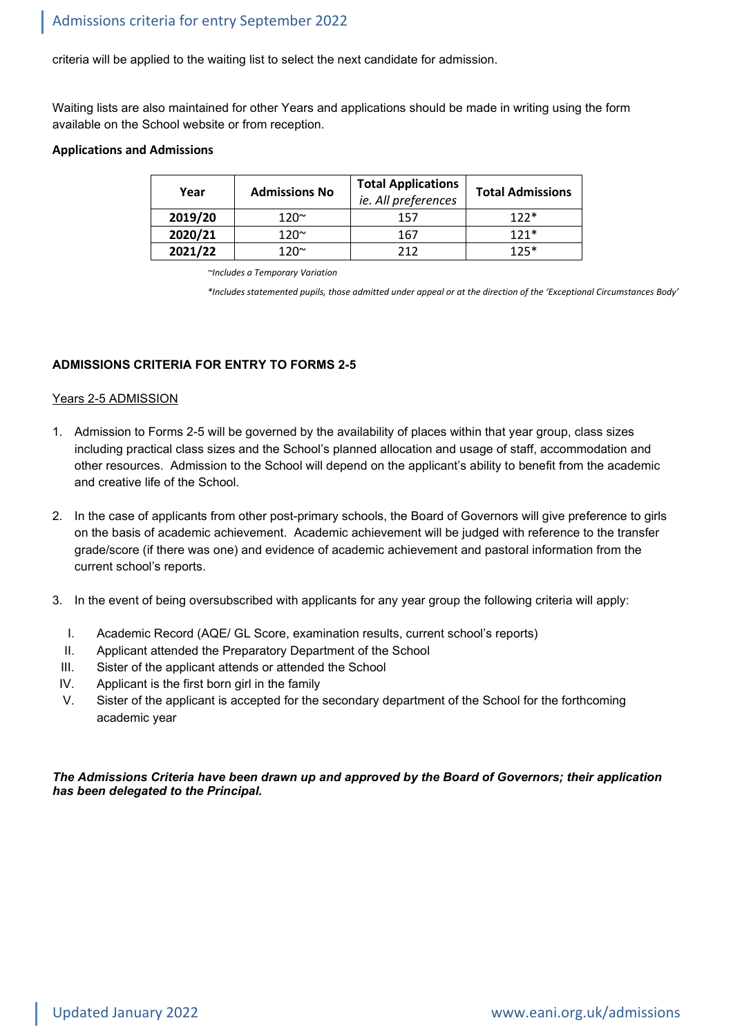criteria will be applied to the waiting list to select the next candidate for admission.

Waiting lists are also maintained for other Years and applications should be made in writing using the form available on the School website or from reception.

**Applications and Admissions**

| Year | Admissions No | Total Applications *ie. All preferences* | Total Admissions |
|---|---|---|---|
| **2019/20** | 120~ | 157 | 122* |
| **2020/21** | 120~ | 167 | 121* |
| **2021/22** | 120~ | 212 | 125* |

*~Includes a Temporary Variation*

*\*Includes statemented pupils, those admitted under appeal or at the direction of the 'Exceptional Circumstances Body'*

**ADMISSIONS CRITERIA FOR ENTRY TO FORMS 2-5**

Years 2-5 ADMISSION

1. Admission to Forms 2-5 will be governed by the availability of places within that year group, class sizes including practical class sizes and the School's planned allocation and usage of staff, accommodation and other resources. Admission to the School will depend on the applicant's ability to benefit from the academic and creative life of the School.

2. In the case of applicants from other post-primary schools, the Board of Governors will give preference to girls on the basis of academic achievement. Academic achievement will be judged with reference to the transfer grade/score (if there was one) and evidence of academic achievement and pastoral information from the current school's reports.

3. In the event of being oversubscribed with applicants for any year group the following criteria will apply:

   I. Academic Record (AQE/ GL Score, examination results, current school's reports)
   II. Applicant attended the Preparatory Department of the School
   III. Sister of the applicant attends or attended the School
   IV. Applicant is the first born girl in the family
   V. Sister of the applicant is accepted for the secondary department of the School for the forthcoming academic year

***The Admissions Criteria have been drawn up and approved by the Board of Governors; their application has been delegated to the Principal.***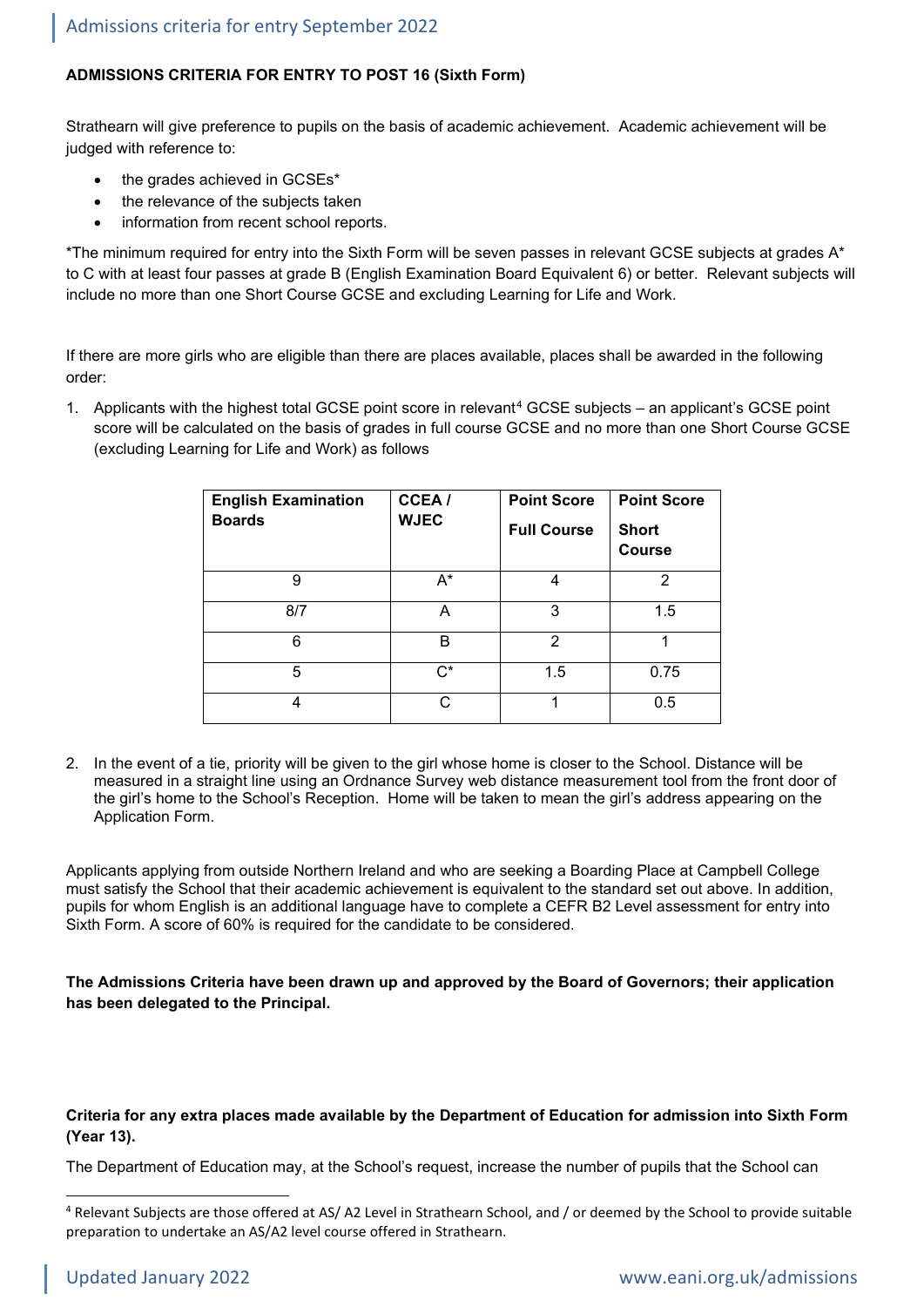**ADMISSIONS CRITERIA FOR ENTRY TO POST 16 (Sixth Form)**

Strathearn will give preference to pupils on the basis of academic achievement. Academic achievement will be judged with reference to:

- the grades achieved in GCSEs*
- the relevance of the subjects taken
- information from recent school reports.

*The minimum required for entry into the Sixth Form will be seven passes in relevant GCSE subjects at grades A* to C with at least four passes at grade B (English Examination Board Equivalent 6) or better. Relevant subjects will include no more than one Short Course GCSE and excluding Learning for Life and Work.

If there are more girls who are eligible than there are places available, places shall be awarded in the following order:

1. Applicants with the highest total GCSE point score in relevant[4] GCSE subjects – an applicant's GCSE point score will be calculated on the basis of grades in full course GCSE and no more than one Short Course GCSE (excluding Learning for Life and Work) as follows

| English Examination Boards | CCEA / WJEC | Point Score Full Course | Point Score Short Course |
|---|---|---|---|
| 9 | A* | 4 | 2 |
| 8/7 | A | 3 | 1.5 |
| 6 | B | 2 | 1 |
| 5 | C* | 1.5 | 0.75 |
| 4 | C | 1 | 0.5 |

2. In the event of a tie, priority will be given to the girl whose home is closer to the School. Distance will be measured in a straight line using an Ordnance Survey web distance measurement tool from the front door of the girl's home to the School's Reception. Home will be taken to mean the girl's address appearing on the Application Form.

Applicants applying from outside Northern Ireland and who are seeking a Boarding Place at Campbell College must satisfy the School that their academic achievement is equivalent to the standard set out above. In addition, pupils for whom English is an additional language have to complete a CEFR B2 Level assessment for entry into Sixth Form. A score of 60% is required for the candidate to be considered.

**The Admissions Criteria have been drawn up and approved by the Board of Governors; their application has been delegated to the Principal.**

**Criteria for any extra places made available by the Department of Education for admission into Sixth Form (Year 13).**

The Department of Education may, at the School's request, increase the number of pupils that the School can

[4] Relevant Subjects are those offered at AS/ A2 Level in Strathearn School, and / or deemed by the School to provide suitable preparation to undertake an AS/A2 level course offered in Strathearn.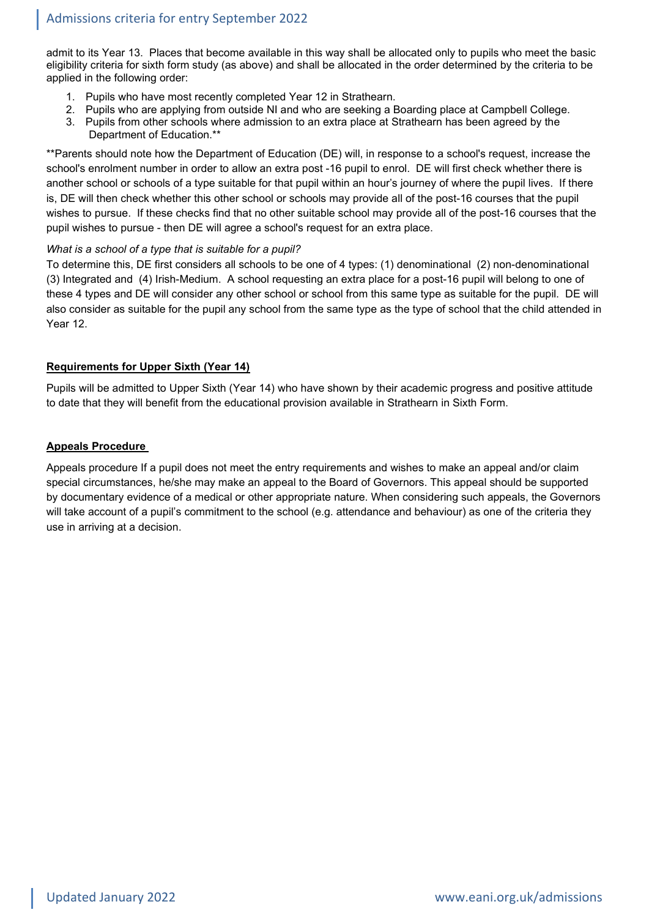admit to its Year 13. Places that become available in this way shall be allocated only to pupils who meet the basic eligibility criteria for sixth form study (as above) and shall be allocated in the order determined by the criteria to be applied in the following order:

1. Pupils who have most recently completed Year 12 in Strathearn.
2. Pupils who are applying from outside NI and who are seeking a Boarding place at Campbell College.
3. Pupils from other schools where admission to an extra place at Strathearn has been agreed by the Department of Education.**

**Parents should note how the Department of Education (DE) will, in response to a school's request, increase the school's enrolment number in order to allow an extra post -16 pupil to enrol. DE will first check whether there is another school or schools of a type suitable for that pupil within an hour's journey of where the pupil lives. If there is, DE will then check whether this other school or schools may provide all of the post-16 courses that the pupil wishes to pursue. If these checks find that no other suitable school may provide all of the post-16 courses that the pupil wishes to pursue - then DE will agree a school's request for an extra place.

*What is a school of a type that is suitable for a pupil?*

To determine this, DE first considers all schools to be one of 4 types: (1) denominational (2) non-denominational (3) Integrated and (4) Irish-Medium. A school requesting an extra place for a post-16 pupil will belong to one of these 4 types and DE will consider any other school or school from this same type as suitable for the pupil. DE will also consider as suitable for the pupil any school from the same type as the type of school that the child attended in Year 12.

**Requirements for Upper Sixth (Year 14)**

Pupils will be admitted to Upper Sixth (Year 14) who have shown by their academic progress and positive attitude to date that they will benefit from the educational provision available in Strathearn in Sixth Form.

**Appeals Procedure**

Appeals procedure If a pupil does not meet the entry requirements and wishes to make an appeal and/or claim special circumstances, he/she may make an appeal to the Board of Governors. This appeal should be supported by documentary evidence of a medical or other appropriate nature. When considering such appeals, the Governors will take account of a pupil's commitment to the school (e.g. attendance and behaviour) as one of the criteria they use in arriving at a decision.